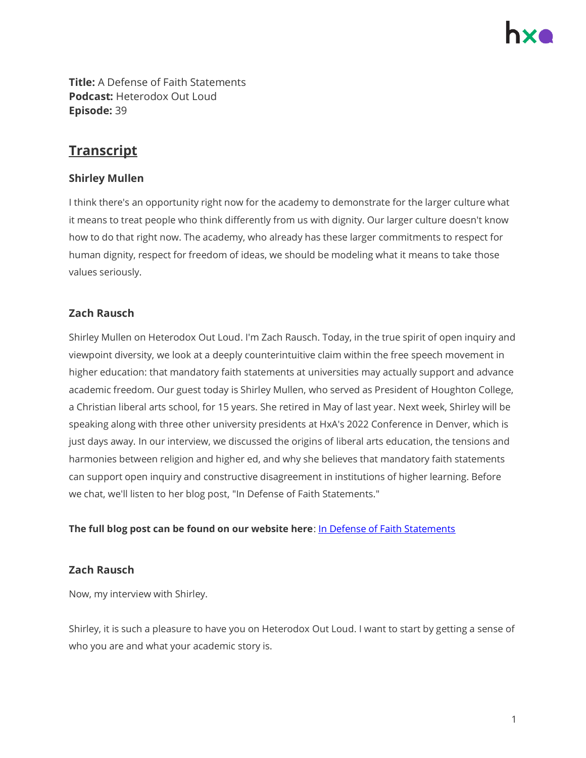**Title:** A Defense of Faith Statements
**Podcast:** Heterodox Out Loud
**Episode:** 39

## Transcript

### Shirley Mullen

I think there's an opportunity right now for the academy to demonstrate for the larger culture what it means to treat people who think differently from us with dignity. Our larger culture doesn't know how to do that right now. The academy, who already has these larger commitments to respect for human dignity, respect for freedom of ideas, we should be modeling what it means to take those values seriously.

### Zach Rausch

Shirley Mullen on Heterodox Out Loud. I'm Zach Rausch. Today, in the true spirit of open inquiry and viewpoint diversity, we look at a deeply counterintuitive claim within the free speech movement in higher education: that mandatory faith statements at universities may actually support and advance academic freedom. Our guest today is Shirley Mullen, who served as President of Houghton College, a Christian liberal arts school, for 15 years. She retired in May of last year. Next week, Shirley will be speaking along with three other university presidents at HxA's 2022 Conference in Denver, which is just days away. In our interview, we discussed the origins of liberal arts education, the tensions and harmonies between religion and higher ed, and why she believes that mandatory faith statements can support open inquiry and constructive disagreement in institutions of higher learning. Before we chat, we'll listen to her blog post, "In Defense of Faith Statements."

**The full blog post can be found on our website here**: In Defense of Faith Statements

### Zach Rausch

Now, my interview with Shirley.

Shirley, it is such a pleasure to have you on Heterodox Out Loud. I want to start by getting a sense of who you are and what your academic story is.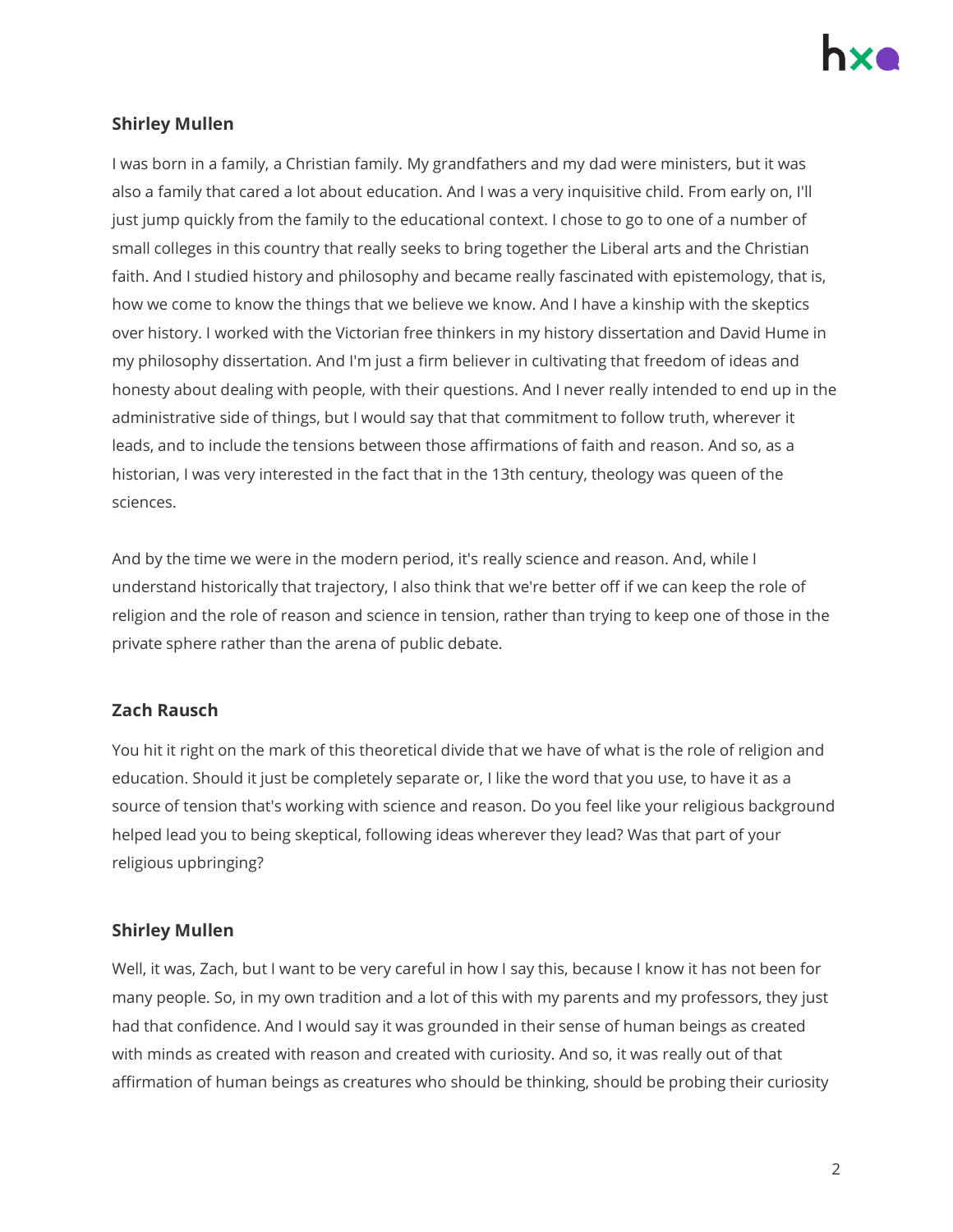**Shirley Mullen**

I was born in a family, a Christian family. My grandfathers and my dad were ministers, but it was also a family that cared a lot about education. And I was a very inquisitive child. From early on, I'll just jump quickly from the family to the educational context. I chose to go to one of a number of small colleges in this country that really seeks to bring together the Liberal arts and the Christian faith. And I studied history and philosophy and became really fascinated with epistemology, that is, how we come to know the things that we believe we know. And I have a kinship with the skeptics over history. I worked with the Victorian free thinkers in my history dissertation and David Hume in my philosophy dissertation. And I'm just a firm believer in cultivating that freedom of ideas and honesty about dealing with people, with their questions. And I never really intended to end up in the administrative side of things, but I would say that that commitment to follow truth, wherever it leads, and to include the tensions between those affirmations of faith and reason. And so, as a historian, I was very interested in the fact that in the 13th century, theology was queen of the sciences.

And by the time we were in the modern period, it's really science and reason. And, while I understand historically that trajectory, I also think that we're better off if we can keep the role of religion and the role of reason and science in tension, rather than trying to keep one of those in the private sphere rather than the arena of public debate.

**Zach Rausch**

You hit it right on the mark of this theoretical divide that we have of what is the role of religion and education. Should it just be completely separate or, I like the word that you use, to have it as a source of tension that's working with science and reason. Do you feel like your religious background helped lead you to being skeptical, following ideas wherever they lead? Was that part of your religious upbringing?

**Shirley Mullen**

Well, it was, Zach, but I want to be very careful in how I say this, because I know it has not been for many people. So, in my own tradition and a lot of this with my parents and my professors, they just had that confidence. And I would say it was grounded in their sense of human beings as created with minds as created with reason and created with curiosity. And so, it was really out of that affirmation of human beings as creatures who should be thinking, should be probing their curiosity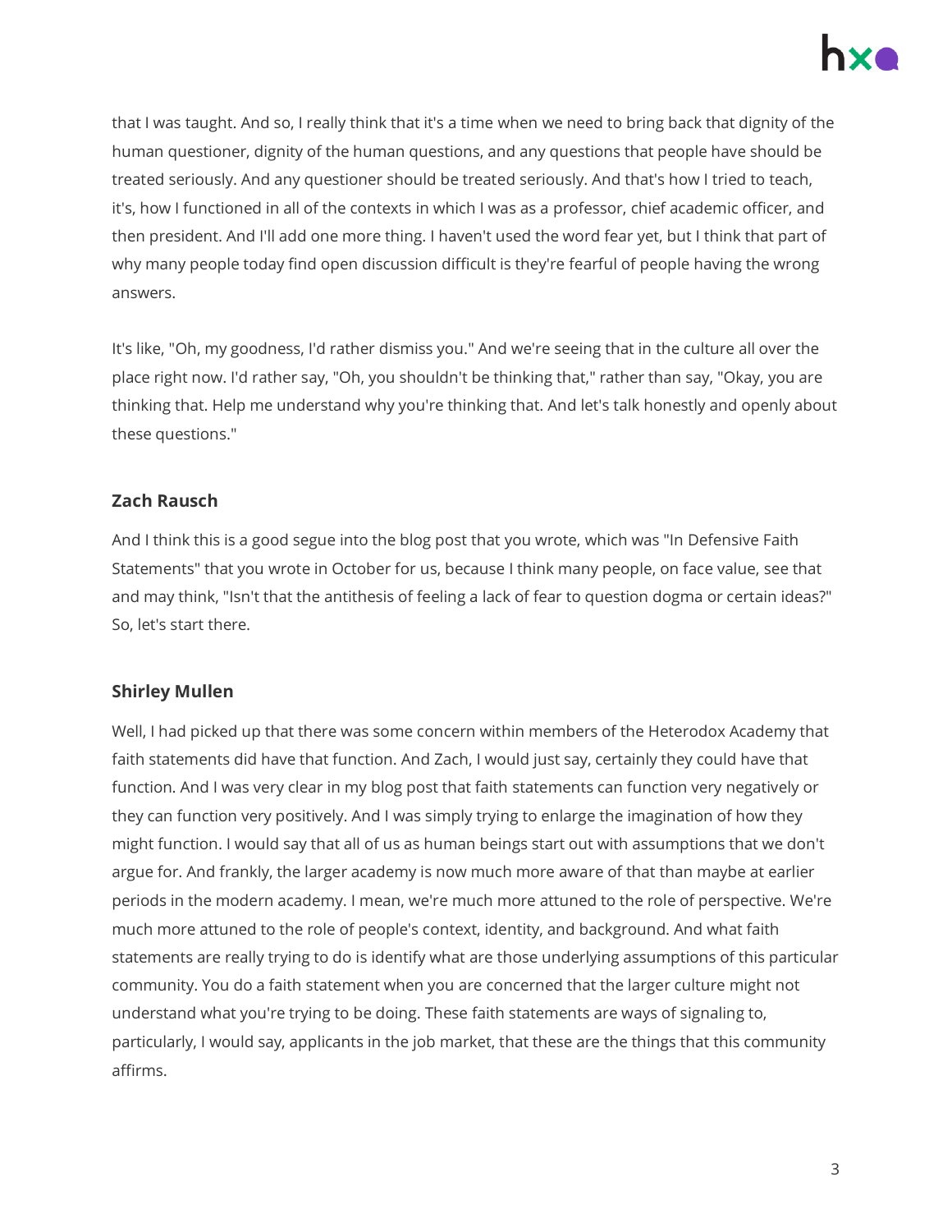that I was taught. And so, I really think that it's a time when we need to bring back that dignity of the human questioner, dignity of the human questions, and any questions that people have should be treated seriously. And any questioner should be treated seriously. And that's how I tried to teach, it's, how I functioned in all of the contexts in which I was as a professor, chief academic officer, and then president. And I'll add one more thing. I haven't used the word fear yet, but I think that part of why many people today find open discussion difficult is they're fearful of people having the wrong answers.

It's like, "Oh, my goodness, I'd rather dismiss you." And we're seeing that in the culture all over the place right now. I'd rather say, "Oh, you shouldn't be thinking that," rather than say, "Okay, you are thinking that. Help me understand why you're thinking that. And let's talk honestly and openly about these questions."

**Zach Rausch**

And I think this is a good segue into the blog post that you wrote, which was "In Defensive Faith Statements" that you wrote in October for us, because I think many people, on face value, see that and may think, "Isn't that the antithesis of feeling a lack of fear to question dogma or certain ideas?" So, let's start there.

**Shirley Mullen**

Well, I had picked up that there was some concern within members of the Heterodox Academy that faith statements did have that function. And Zach, I would just say, certainly they could have that function. And I was very clear in my blog post that faith statements can function very negatively or they can function very positively. And I was simply trying to enlarge the imagination of how they might function. I would say that all of us as human beings start out with assumptions that we don't argue for. And frankly, the larger academy is now much more aware of that than maybe at earlier periods in the modern academy. I mean, we're much more attuned to the role of perspective. We're much more attuned to the role of people's context, identity, and background. And what faith statements are really trying to do is identify what are those underlying assumptions of this particular community. You do a faith statement when you are concerned that the larger culture might not understand what you're trying to be doing. These faith statements are ways of signaling to, particularly, I would say, applicants in the job market, that these are the things that this community affirms.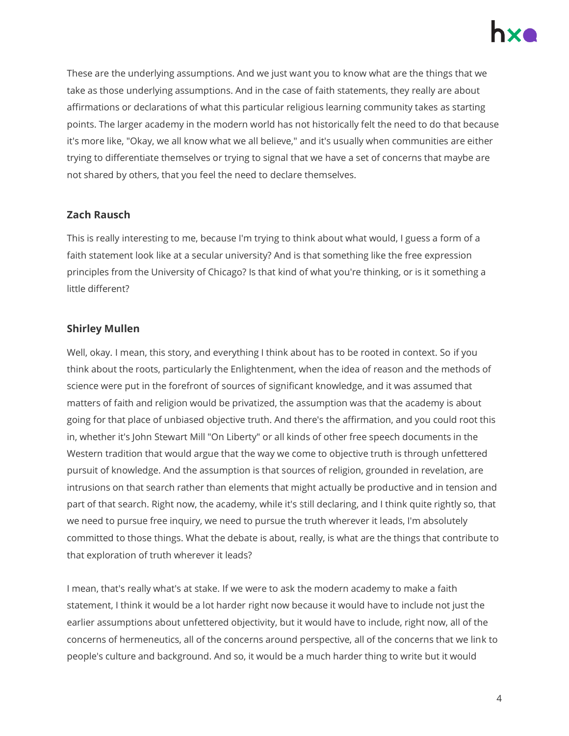These are the underlying assumptions. And we just want you to know what are the things that we take as those underlying assumptions. And in the case of faith statements, they really are about affirmations or declarations of what this particular religious learning community takes as starting points. The larger academy in the modern world has not historically felt the need to do that because it's more like, "Okay, we all know what we all believe," and it's usually when communities are either trying to differentiate themselves or trying to signal that we have a set of concerns that maybe are not shared by others, that you feel the need to declare themselves.

**Zach Rausch**

This is really interesting to me, because I'm trying to think about what would, I guess a form of a faith statement look like at a secular university? And is that something like the free expression principles from the University of Chicago? Is that kind of what you're thinking, or is it something a little different?

**Shirley Mullen**

Well, okay. I mean, this story, and everything I think about has to be rooted in context. So if you think about the roots, particularly the Enlightenment, when the idea of reason and the methods of science were put in the forefront of sources of significant knowledge, and it was assumed that matters of faith and religion would be privatized, the assumption was that the academy is about going for that place of unbiased objective truth. And there's the affirmation, and you could root this in, whether it's John Stewart Mill "On Liberty" or all kinds of other free speech documents in the Western tradition that would argue that the way we come to objective truth is through unfettered pursuit of knowledge. And the assumption is that sources of religion, grounded in revelation, are intrusions on that search rather than elements that might actually be productive and in tension and part of that search. Right now, the academy, while it's still declaring, and I think quite rightly so, that we need to pursue free inquiry, we need to pursue the truth wherever it leads, I'm absolutely committed to those things. What the debate is about, really, is what are the things that contribute to that exploration of truth wherever it leads?

I mean, that's really what's at stake. If we were to ask the modern academy to make a faith statement, I think it would be a lot harder right now because it would have to include not just the earlier assumptions about unfettered objectivity, but it would have to include, right now, all of the concerns of hermeneutics, all of the concerns around perspective, all of the concerns that we link to people's culture and background. And so, it would be a much harder thing to write but it would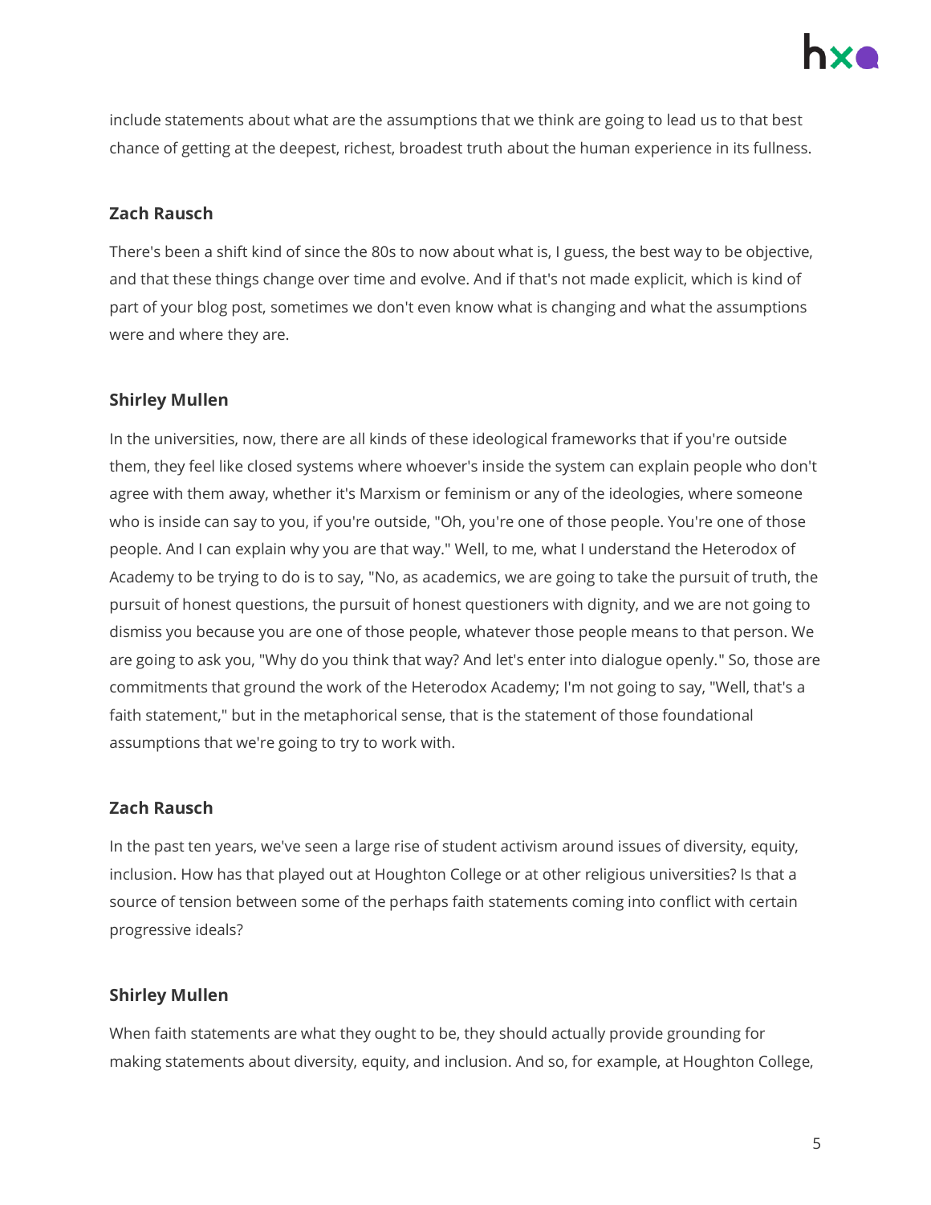include statements about what are the assumptions that we think are going to lead us to that best chance of getting at the deepest, richest, broadest truth about the human experience in its fullness.

**Zach Rausch**

There's been a shift kind of since the 80s to now about what is, I guess, the best way to be objective, and that these things change over time and evolve. And if that's not made explicit, which is kind of part of your blog post, sometimes we don't even know what is changing and what the assumptions were and where they are.

**Shirley Mullen**

In the universities, now, there are all kinds of these ideological frameworks that if you're outside them, they feel like closed systems where whoever's inside the system can explain people who don't agree with them away, whether it's Marxism or feminism or any of the ideologies, where someone who is inside can say to you, if you're outside, "Oh, you're one of those people. You're one of those people. And I can explain why you are that way." Well, to me, what I understand the Heterodox of Academy to be trying to do is to say, "No, as academics, we are going to take the pursuit of truth, the pursuit of honest questions, the pursuit of honest questioners with dignity, and we are not going to dismiss you because you are one of those people, whatever those people means to that person. We are going to ask you, "Why do you think that way? And let's enter into dialogue openly." So, those are commitments that ground the work of the Heterodox Academy; I'm not going to say, "Well, that's a faith statement," but in the metaphorical sense, that is the statement of those foundational assumptions that we're going to try to work with.

**Zach Rausch**

In the past ten years, we've seen a large rise of student activism around issues of diversity, equity, inclusion. How has that played out at Houghton College or at other religious universities? Is that a source of tension between some of the perhaps faith statements coming into conflict with certain progressive ideals?

**Shirley Mullen**

When faith statements are what they ought to be, they should actually provide grounding for making statements about diversity, equity, and inclusion. And so, for example, at Houghton College,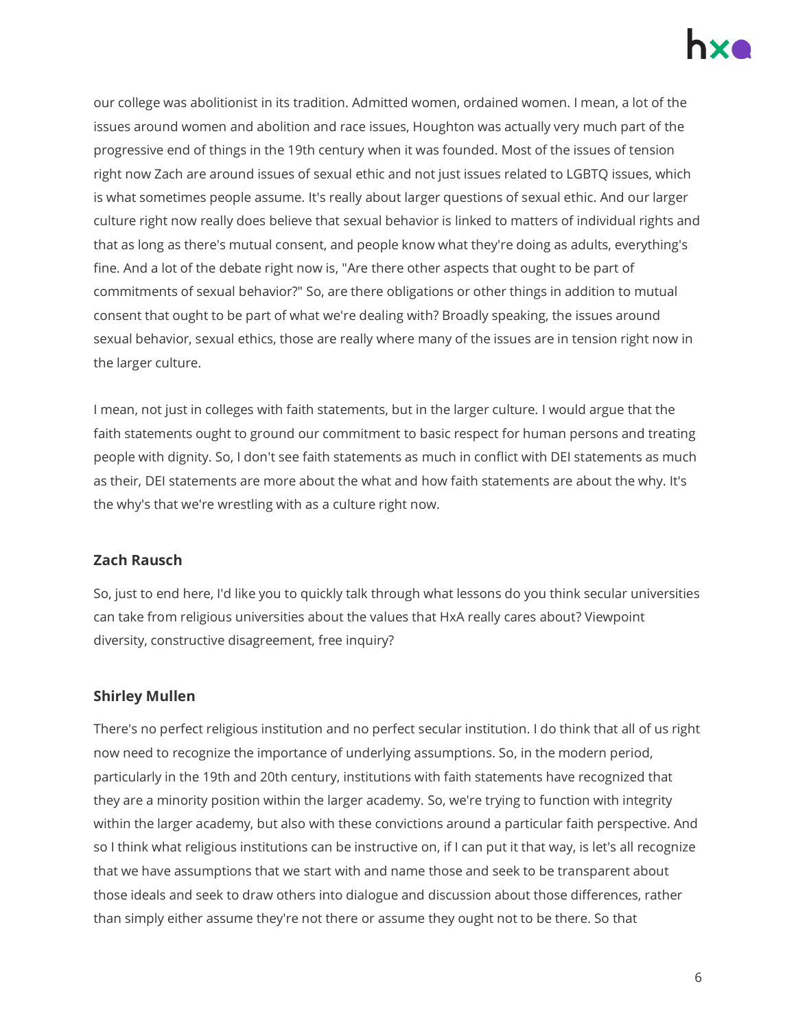our college was abolitionist in its tradition. Admitted women, ordained women. I mean, a lot of the issues around women and abolition and race issues, Houghton was actually very much part of the progressive end of things in the 19th century when it was founded. Most of the issues of tension right now Zach are around issues of sexual ethic and not just issues related to LGBTQ issues, which is what sometimes people assume. It's really about larger questions of sexual ethic. And our larger culture right now really does believe that sexual behavior is linked to matters of individual rights and that as long as there's mutual consent, and people know what they're doing as adults, everything's fine. And a lot of the debate right now is, "Are there other aspects that ought to be part of commitments of sexual behavior?" So, are there obligations or other things in addition to mutual consent that ought to be part of what we're dealing with? Broadly speaking, the issues around sexual behavior, sexual ethics, those are really where many of the issues are in tension right now in the larger culture.

I mean, not just in colleges with faith statements, but in the larger culture. I would argue that the faith statements ought to ground our commitment to basic respect for human persons and treating people with dignity. So, I don't see faith statements as much in conflict with DEI statements as much as their, DEI statements are more about the what and how faith statements are about the why. It's the why's that we're wrestling with as a culture right now.

**Zach Rausch**

So, just to end here, I'd like you to quickly talk through what lessons do you think secular universities can take from religious universities about the values that HxA really cares about? Viewpoint diversity, constructive disagreement, free inquiry?

**Shirley Mullen**

There's no perfect religious institution and no perfect secular institution. I do think that all of us right now need to recognize the importance of underlying assumptions. So, in the modern period, particularly in the 19th and 20th century, institutions with faith statements have recognized that they are a minority position within the larger academy. So, we're trying to function with integrity within the larger academy, but also with these convictions around a particular faith perspective. And so I think what religious institutions can be instructive on, if I can put it that way, is let's all recognize that we have assumptions that we start with and name those and seek to be transparent about those ideals and seek to draw others into dialogue and discussion about those differences, rather than simply either assume they're not there or assume they ought not to be there. So that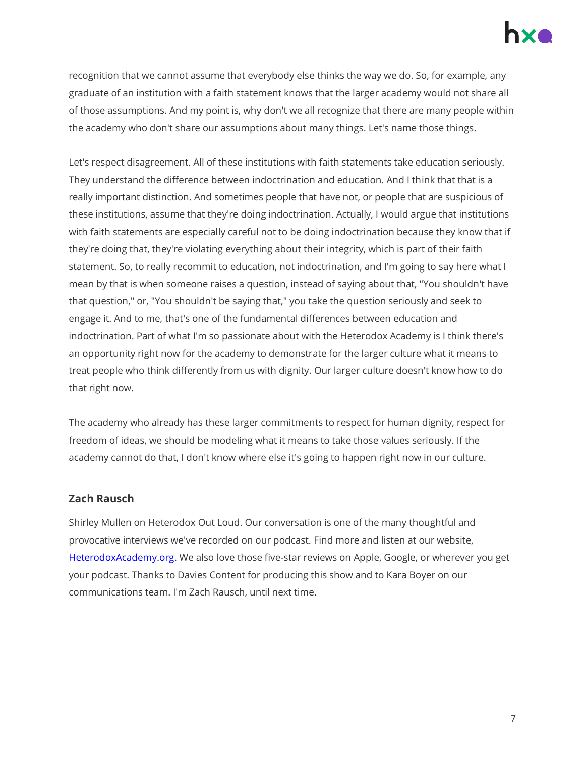recognition that we cannot assume that everybody else thinks the way we do. So, for example, any graduate of an institution with a faith statement knows that the larger academy would not share all of those assumptions. And my point is, why don't we all recognize that there are many people within the academy who don't share our assumptions about many things. Let's name those things.

Let's respect disagreement. All of these institutions with faith statements take education seriously. They understand the difference between indoctrination and education. And I think that that is a really important distinction. And sometimes people that have not, or people that are suspicious of these institutions, assume that they're doing indoctrination. Actually, I would argue that institutions with faith statements are especially careful not to be doing indoctrination because they know that if they're doing that, they're violating everything about their integrity, which is part of their faith statement. So, to really recommit to education, not indoctrination, and I'm going to say here what I mean by that is when someone raises a question, instead of saying about that, "You shouldn't have that question," or, "You shouldn't be saying that," you take the question seriously and seek to engage it. And to me, that's one of the fundamental differences between education and indoctrination. Part of what I'm so passionate about with the Heterodox Academy is I think there's an opportunity right now for the academy to demonstrate for the larger culture what it means to treat people who think differently from us with dignity. Our larger culture doesn't know how to do that right now.

The academy who already has these larger commitments to respect for human dignity, respect for freedom of ideas, we should be modeling what it means to take those values seriously. If the academy cannot do that, I don't know where else it's going to happen right now in our culture.

### Zach Rausch

Shirley Mullen on Heterodox Out Loud. Our conversation is one of the many thoughtful and provocative interviews we've recorded on our podcast. Find more and listen at our website, [HeterodoxAcademy.org](https://HeterodoxAcademy.org). We also love those five-star reviews on Apple, Google, or wherever you get your podcast. Thanks to Davies Content for producing this show and to Kara Boyer on our communications team. I'm Zach Rausch, until next time.